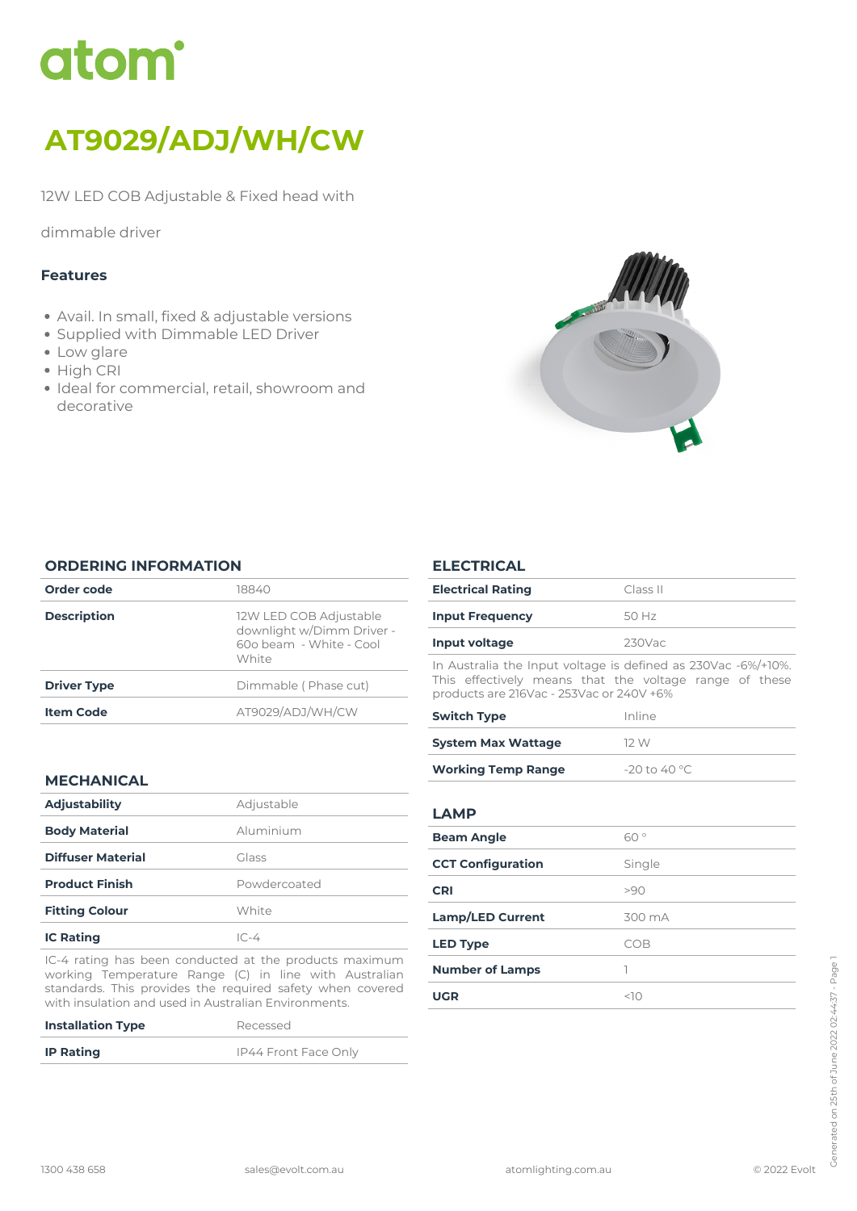# atom

# AT9029/ADJ/WH/CW

12W LED COB Adjustable & Fixed head with

dimmable driver

### Features

- Avail. In small, fixed & adjustable versions
- Supplied with Dimmable LED Driver
- Low glare
- High CRI
- Ideal for commercial, retail, showroom and decorative

## ORDERING INFORMATION

| | |
|---|---|
| **Order code** | 18840 |
| **Description** | 12W LED COB Adjustable downlight w/Dimm Driver - 60o beam - White - Cool White |
| **Driver Type** | Dimmable ( Phase cut) |
| **Item Code** | AT9029/ADJ/WH/CW |

## MECHANICAL

| | |
|---|---|
| **Adjustability** | Adjustable |
| **Body Material** | Aluminium |
| **Diffuser Material** | Glass |
| **Product Finish** | Powdercoated |
| **Fitting Colour** | White |
| **IC Rating** | IC-4 |

IC-4 rating has been conducted at the products maximum working Temperature Range (C) in line with Australian standards. This provides the required safety when covered with insulation and used in Australian Environments.

| | |
|---|---|
| **Installation Type** | Recessed |
| **IP Rating** | IP44 Front Face Only |

## ELECTRICAL

| | |
|---|---|
| **Electrical Rating** | Class II |
| **Input Frequency** | 50 Hz |
| **Input voltage** | 230Vac |

In Australia the Input voltage is defined as 230Vac -6%/+10%. This effectively means that the voltage range of these products are 216Vac - 253Vac or 240V +6%

| | |
|---|---|
| **Switch Type** | Inline |
| **System Max Wattage** | 12 W |
| **Working Temp Range** | -20 to 40 °C |

## LAMP

| | |
|---|---|
| **Beam Angle** | 60 ° |
| **CCT Configuration** | Single |
| **CRI** | >90 |
| **Lamp/LED Current** | 300 mA |
| **LED Type** | COB |
| **Number of Lamps** | 1 |
| **UGR** | <10 |

1300 438 658 sales@evolt.com.au atomlighting.com.au © 2022 Evolt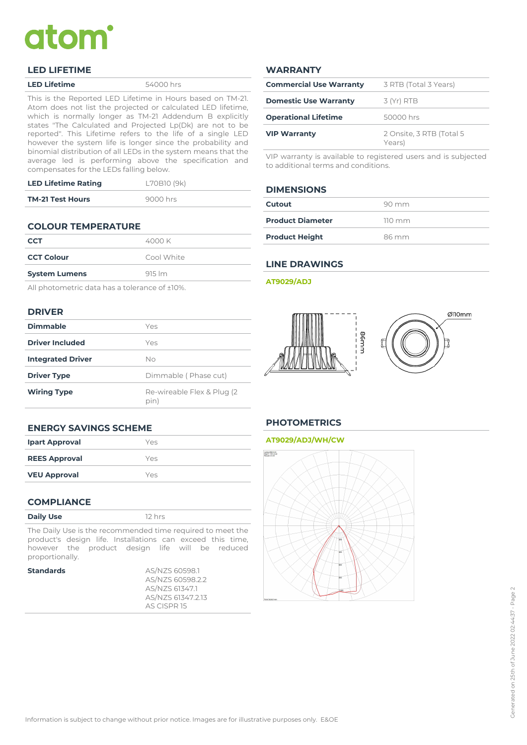atom

## LED LIFETIME

| | |
|---|---|
| **LED Lifetime** | 54000 hrs |

This is the Reported LED Lifetime in Hours based on TM-21. Atom does not list the projected or calculated LED lifetime, which is normally longer as TM-21 Addendum B explicitly states "The Calculated and Projected Lp(Dk) are not to be reported". This Lifetime refers to the life of a single LED however the system life is longer since the probability and binomial distribution of all LEDs in the system means that the average led is performing above the specification and compensates for the LEDs falling below.

| | |
|---|---|
| **LED Lifetime Rating** | L70B10 (9k) |
| **TM-21 Test Hours** | 9000 hrs |

## COLOUR TEMPERATURE

| | |
|---|---|
| **CCT** | 4000 K |
| **CCT Colour** | Cool White |
| **System Lumens** | 915 lm |

All photometric data has a tolerance of ±10%.

## DRIVER

| | |
|---|---|
| **Dimmable** | Yes |
| **Driver Included** | Yes |
| **Integrated Driver** | No |
| **Driver Type** | Dimmable ( Phase cut) |
| **Wiring Type** | Re-wireable Flex & Plug (2 pin) |

## ENERGY SAVINGS SCHEME

| | |
|---|---|
| **Ipart Approval** | Yes |
| **REES Approval** | Yes |
| **VEU Approval** | Yes |

## COMPLIANCE

| | |
|---|---|
| **Daily Use** | 12 hrs |

The Daily Use is the recommended time required to meet the product's design life. Installations can exceed this time, however the product design life will be reduced proportionally.

| | |
|---|---|
| **Standards** | AS/NZS 60598.1<br>AS/NZS 60598.2.2<br>AS/NZS 61347.1<br>AS/NZS 61347.2.13<br>AS CISPR 15 |

## WARRANTY

| | |
|---|---|
| **Commercial Use Warranty** | 3 RTB (Total 3 Years) |
| **Domestic Use Warranty** | 3 (Yr) RTB |
| **Operational Lifetime** | 50000 hrs |
| **VIP Warranty** | 2 Onsite, 3 RTB (Total 5 Years) |

VIP warranty is available to registered users and is subjected to additional terms and conditions.

## DIMENSIONS

| | |
|---|---|
| **Cutout** | 90 mm |
| **Product Diameter** | 110 mm |
| **Product Height** | 86 mm |

## LINE DRAWINGS

**AT9029/ADJ**

86mm

Ø110mm

## PHOTOMETRICS

**AT9029/ADJ/WH/CW**

Information is subject to change without prior notice. Images are for illustrative purposes only. E&OE

Generated on 25th of June 2022 02:44:37